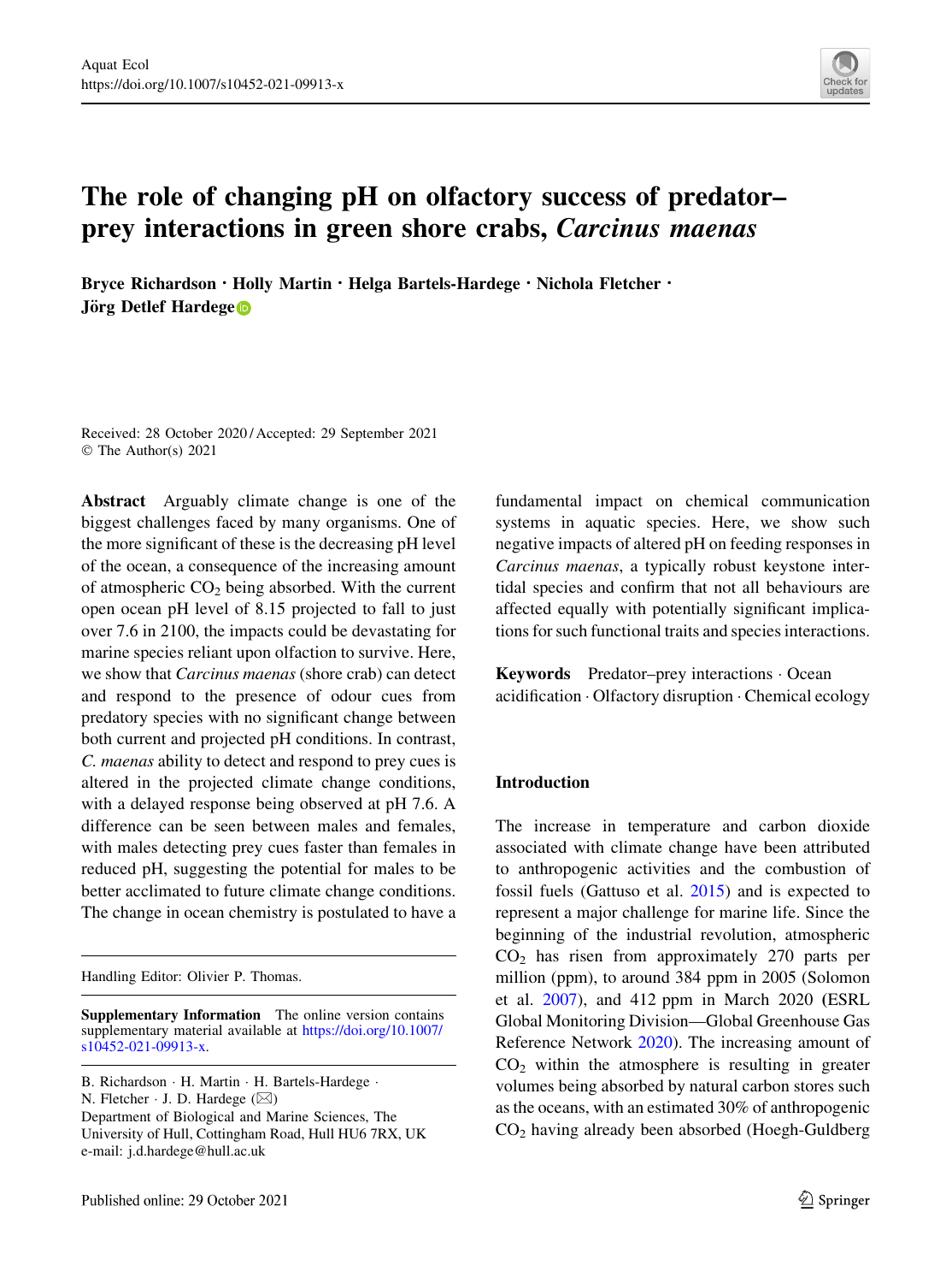# The role of changing pH on olfactory success of predator–prey interactions in green shore crabs, *Carcinus maenas*

**Bryce Richardson · Holly Martin · Helga Bartels-Hardege · Nichola Fletcher · Jörg Detlef Hardege**

Received: 28 October 2020 / Accepted: 29 September 2021
© The Author(s) 2021

**Abstract** Arguably climate change is one of the biggest challenges faced by many organisms. One of the more significant of these is the decreasing pH level of the ocean, a consequence of the increasing amount of atmospheric $CO_2$ being absorbed. With the current open ocean pH level of 8.15 projected to fall to just over 7.6 in 2100, the impacts could be devastating for marine species reliant upon olfaction to survive. Here, we show that *Carcinus maenas* (shore crab) can detect and respond to the presence of odour cues from predatory species with no significant change between both current and projected pH conditions. In contrast, *C. maenas* ability to detect and respond to prey cues is altered in the projected climate change conditions, with a delayed response being observed at pH 7.6. A difference can be seen between males and females, with males detecting prey cues faster than females in reduced pH, suggesting the potential for males to be better acclimated to future climate change conditions. The change in ocean chemistry is postulated to have a fundamental impact on chemical communication systems in aquatic species. Here, we show such negative impacts of altered pH on feeding responses in *Carcinus maenas*, a typically robust keystone intertidal species and confirm that not all behaviours are affected equally with potentially significant implications for such functional traits and species interactions.

**Keywords** Predator–prey interactions · Ocean acidification · Olfactory disruption · Chemical ecology

Handling Editor: Olivier P. Thomas.

**Supplementary Information** The online version contains supplementary material available at https://doi.org/10.1007/s10452-021-09913-x.

B. Richardson · H. Martin · H. Bartels-Hardege · N. Fletcher · J. D. Hardege (✉)
Department of Biological and Marine Sciences, The University of Hull, Cottingham Road, Hull HU6 7RX, UK
e-mail: j.d.hardege@hull.ac.uk

## Introduction

The increase in temperature and carbon dioxide associated with climate change have been attributed to anthropogenic activities and the combustion of fossil fuels (Gattuso et al. 2015) and is expected to represent a major challenge for marine life. Since the beginning of the industrial revolution, atmospheric $CO_2$ has risen from approximately 270 parts per million (ppm), to around 384 ppm in 2005 (Solomon et al. 2007), and 412 ppm in March 2020 (ESRL Global Monitoring Division—Global Greenhouse Gas Reference Network 2020). The increasing amount of $CO_2$ within the atmosphere is resulting in greater volumes being absorbed by natural carbon stores such as the oceans, with an estimated 30% of anthropogenic $CO_2$ having already been absorbed (Hoegh-Guldberg

Published online: 29 October 2021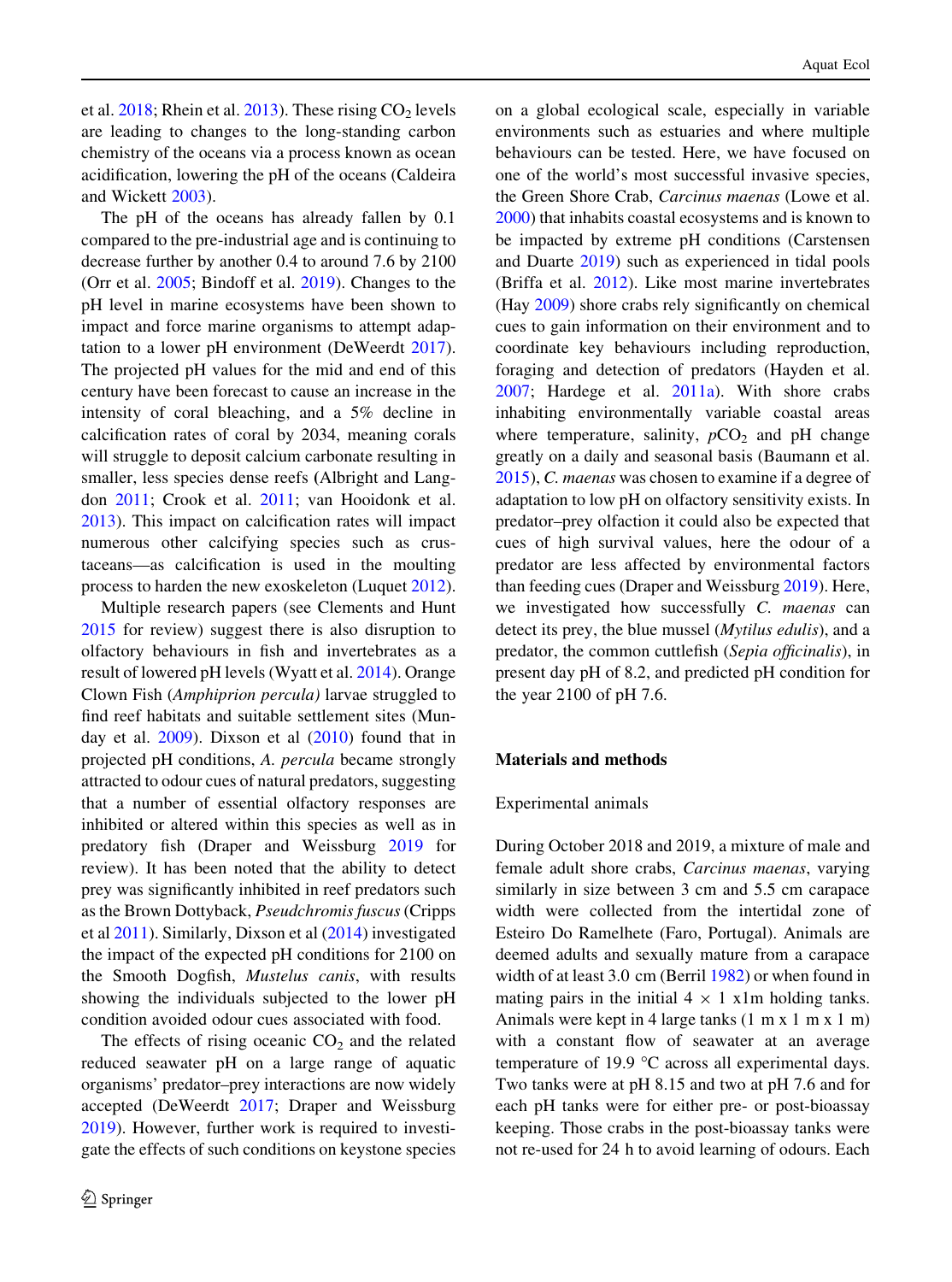et al. 2018; Rhein et al. 2013). These rising $CO_2$ levels are leading to changes to the long-standing carbon chemistry of the oceans via a process known as ocean acidification, lowering the pH of the oceans (Caldeira and Wickett 2003).

The pH of the oceans has already fallen by 0.1 compared to the pre-industrial age and is continuing to decrease further by another 0.4 to around 7.6 by 2100 (Orr et al. 2005; Bindoff et al. 2019). Changes to the pH level in marine ecosystems have been shown to impact and force marine organisms to attempt adaptation to a lower pH environment (DeWeerdt 2017). The projected pH values for the mid and end of this century have been forecast to cause an increase in the intensity of coral bleaching, and a 5% decline in calcification rates of coral by 2034, meaning corals will struggle to deposit calcium carbonate resulting in smaller, less species dense reefs (Albright and Langdon 2011; Crook et al. 2011; van Hooidonk et al. 2013). This impact on calcification rates will impact numerous other calcifying species such as crustaceans—as calcification is used in the moulting process to harden the new exoskeleton (Luquet 2012).

Multiple research papers (see Clements and Hunt 2015 for review) suggest there is also disruption to olfactory behaviours in fish and invertebrates as a result of lowered pH levels (Wyatt et al. 2014). Orange Clown Fish (*Amphiprion percula)* larvae struggled to find reef habitats and suitable settlement sites (Munday et al. 2009). Dixson et al (2010) found that in projected pH conditions, *A. percula* became strongly attracted to odour cues of natural predators, suggesting that a number of essential olfactory responses are inhibited or altered within this species as well as in predatory fish (Draper and Weissburg 2019 for review). It has been noted that the ability to detect prey was significantly inhibited in reef predators such as the Brown Dottyback, *Pseudchromis fuscus* (Cripps et al 2011). Similarly, Dixson et al (2014) investigated the impact of the expected pH conditions for 2100 on the Smooth Dogfish, *Mustelus canis*, with results showing the individuals subjected to the lower pH condition avoided odour cues associated with food.

The effects of rising oceanic $CO_2$ and the related reduced seawater pH on a large range of aquatic organisms' predator–prey interactions are now widely accepted (DeWeerdt 2017; Draper and Weissburg 2019). However, further work is required to investigate the effects of such conditions on keystone species on a global ecological scale, especially in variable environments such as estuaries and where multiple behaviours can be tested. Here, we have focused on one of the world's most successful invasive species, the Green Shore Crab, *Carcinus maenas* (Lowe et al. 2000) that inhabits coastal ecosystems and is known to be impacted by extreme pH conditions (Carstensen and Duarte 2019) such as experienced in tidal pools (Briffa et al. 2012). Like most marine invertebrates (Hay 2009) shore crabs rely significantly on chemical cues to gain information on their environment and to coordinate key behaviours including reproduction, foraging and detection of predators (Hayden et al. 2007; Hardege et al. 2011a). With shore crabs inhabiting environmentally variable coastal areas where temperature, salinity, $pCO_2$ and pH change greatly on a daily and seasonal basis (Baumann et al. 2015), *C. maenas* was chosen to examine if a degree of adaptation to low pH on olfactory sensitivity exists. In predator–prey olfaction it could also be expected that cues of high survival values, here the odour of a predator are less affected by environmental factors than feeding cues (Draper and Weissburg 2019). Here, we investigated how successfully *C. maenas* can detect its prey, the blue mussel (*Mytilus edulis*), and a predator, the common cuttlefish (*Sepia officinalis*), in present day pH of 8.2, and predicted pH condition for the year 2100 of pH 7.6.

## Materials and methods

### Experimental animals

During October 2018 and 2019, a mixture of male and female adult shore crabs, *Carcinus maenas*, varying similarly in size between 3 cm and 5.5 cm carapace width were collected from the intertidal zone of Esteiro Do Ramelhete (Faro, Portugal). Animals are deemed adults and sexually mature from a carapace width of at least 3.0 cm (Berril 1982) or when found in mating pairs in the initial 4 × 1 x1m holding tanks. Animals were kept in 4 large tanks (1 m x 1 m x 1 m) with a constant flow of seawater at an average temperature of 19.9 °C across all experimental days. Two tanks were at pH 8.15 and two at pH 7.6 and for each pH tanks were for either pre- or post-bioassay keeping. Those crabs in the post-bioassay tanks were not re-used for 24 h to avoid learning of odours. Each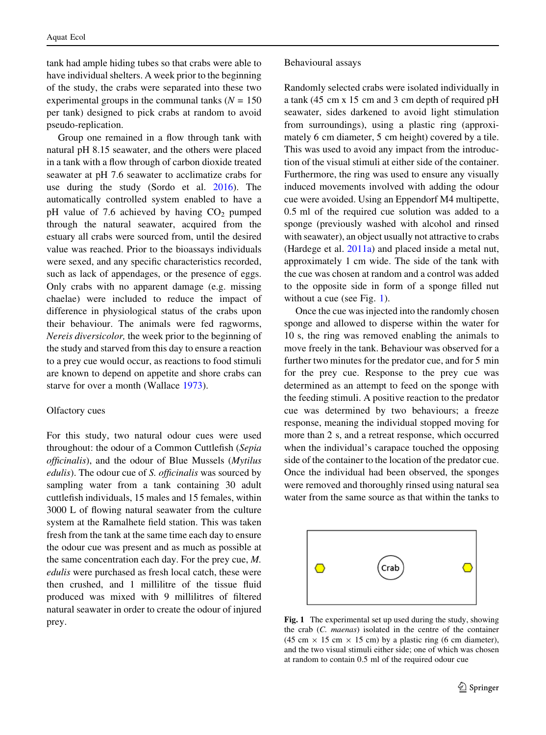tank had ample hiding tubes so that crabs were able to have individual shelters. A week prior to the beginning of the study, the crabs were separated into these two experimental groups in the communal tanks ($N = 150$ per tank) designed to pick crabs at random to avoid pseudo-replication.

Group one remained in a flow through tank with natural pH 8.15 seawater, and the others were placed in a tank with a flow through of carbon dioxide treated seawater at pH 7.6 seawater to acclimatize crabs for use during the study (Sordo et al. 2016). The automatically controlled system enabled to have a pH value of 7.6 achieved by having $CO_2$ pumped through the natural seawater, acquired from the estuary all crabs were sourced from, until the desired value was reached. Prior to the bioassays individuals were sexed, and any specific characteristics recorded, such as lack of appendages, or the presence of eggs. Only crabs with no apparent damage (e.g. missing chaelae) were included to reduce the impact of difference in physiological status of the crabs upon their behaviour. The animals were fed ragworms, *Nereis diversicolor,* the week prior to the beginning of the study and starved from this day to ensure a reaction to a prey cue would occur, as reactions to food stimuli are known to depend on appetite and shore crabs can starve for over a month (Wallace 1973).

## Olfactory cues

For this study, two natural odour cues were used throughout: the odour of a Common Cuttlefish (*Sepia officinalis*), and the odour of Blue Mussels (*Mytilus edulis*). The odour cue of *S. officinalis* was sourced by sampling water from a tank containing 30 adult cuttlefish individuals, 15 males and 15 females, within 3000 L of flowing natural seawater from the culture system at the Ramalhete field station. This was taken fresh from the tank at the same time each day to ensure the odour cue was present and as much as possible at the same concentration each day. For the prey cue, *M. edulis* were purchased as fresh local catch, these were then crushed, and 1 millilitre of the tissue fluid produced was mixed with 9 millilitres of filtered natural seawater in order to create the odour of injured prey.

## Behavioural assays

Randomly selected crabs were isolated individually in a tank (45 cm x 15 cm and 3 cm depth of required pH seawater, sides darkened to avoid light stimulation from surroundings), using a plastic ring (approximately 6 cm diameter, 5 cm height) covered by a tile. This was used to avoid any impact from the introduction of the visual stimuli at either side of the container. Furthermore, the ring was used to ensure any visually induced movements involved with adding the odour cue were avoided. Using an Eppendorf M4 multipette, 0.5 ml of the required cue solution was added to a sponge (previously washed with alcohol and rinsed with seawater), an object usually not attractive to crabs (Hardege et al. 2011a) and placed inside a metal nut, approximately 1 cm wide. The side of the tank with the cue was chosen at random and a control was added to the opposite side in form of a sponge filled nut without a cue (see Fig. 1).

Once the cue was injected into the randomly chosen sponge and allowed to disperse within the water for 10 s, the ring was removed enabling the animals to move freely in the tank. Behaviour was observed for a further two minutes for the predator cue, and for 5 min for the prey cue. Response to the prey cue was determined as an attempt to feed on the sponge with the feeding stimuli. A positive reaction to the predator cue was determined by two behaviours; a freeze response, meaning the individual stopped moving for more than 2 s, and a retreat response, which occurred when the individual's carapace touched the opposing side of the container to the location of the predator cue. Once the individual had been observed, the sponges were removed and thoroughly rinsed using natural sea water from the same source as that within the tanks to

**Fig. 1** The experimental set up used during the study, showing the crab (*C. maenas*) isolated in the centre of the container (45 cm × 15 cm × 15 cm) by a plastic ring (6 cm diameter), and the two visual stimuli either side; one of which was chosen at random to contain 0.5 ml of the required odour cue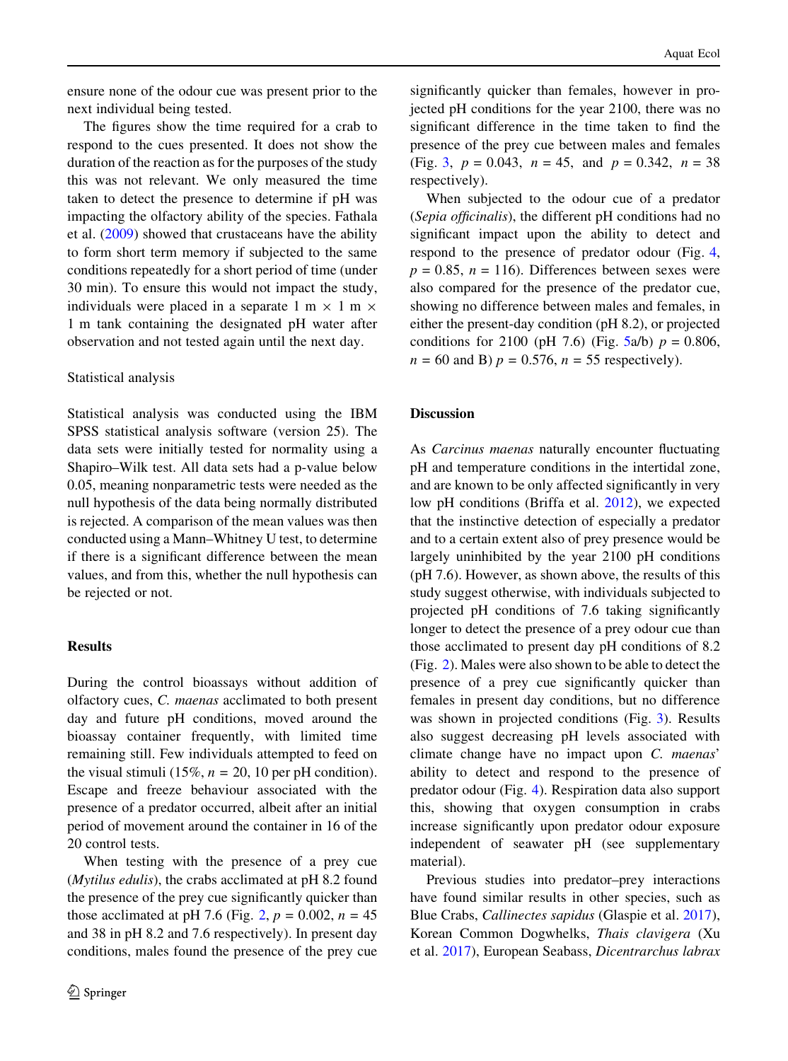ensure none of the odour cue was present prior to the next individual being tested.

The figures show the time required for a crab to respond to the cues presented. It does not show the duration of the reaction as for the purposes of the study this was not relevant. We only measured the time taken to detect the presence to determine if pH was impacting the olfactory ability of the species. Fathala et al. (2009) showed that crustaceans have the ability to form short term memory if subjected to the same conditions repeatedly for a short period of time (under 30 min). To ensure this would not impact the study, individuals were placed in a separate 1 m × 1 m × 1 m tank containing the designated pH water after observation and not tested again until the next day.

### Statistical analysis

Statistical analysis was conducted using the IBM SPSS statistical analysis software (version 25). The data sets were initially tested for normality using a Shapiro–Wilk test. All data sets had a p-value below 0.05, meaning nonparametric tests were needed as the null hypothesis of the data being normally distributed is rejected. A comparison of the mean values was then conducted using a Mann–Whitney U test, to determine if there is a significant difference between the mean values, and from this, whether the null hypothesis can be rejected or not.

## Results

During the control bioassays without addition of olfactory cues, *C. maenas* acclimated to both present day and future pH conditions, moved around the bioassay container frequently, with limited time remaining still. Few individuals attempted to feed on the visual stimuli (15%, $n = 20$, 10 per pH condition). Escape and freeze behaviour associated with the presence of a predator occurred, albeit after an initial period of movement around the container in 16 of the 20 control tests.

When testing with the presence of a prey cue (*Mytilus edulis*), the crabs acclimated at pH 8.2 found the presence of the prey cue significantly quicker than those acclimated at pH 7.6 (Fig. 2, $p = 0.002$, $n = 45$ and 38 in pH 8.2 and 7.6 respectively). In present day conditions, males found the presence of the prey cue significantly quicker than females, however in projected pH conditions for the year 2100, there was no significant difference in the time taken to find the presence of the prey cue between males and females (Fig. 3, $p = 0.043$, $n = 45$, and $p = 0.342$, $n = 38$ respectively).

When subjected to the odour cue of a predator (*Sepia officinalis*), the different pH conditions had no significant impact upon the ability to detect and respond to the presence of predator odour (Fig. 4, $p = 0.85$, $n = 116$). Differences between sexes were also compared for the presence of the predator cue, showing no difference between males and females, in either the present-day condition (pH 8.2), or projected conditions for 2100 (pH 7.6) (Fig. 5a/b) $p = 0.806$, $n = 60$ and B) $p = 0.576$, $n = 55$ respectively).

## Discussion

As *Carcinus maenas* naturally encounter fluctuating pH and temperature conditions in the intertidal zone, and are known to be only affected significantly in very low pH conditions (Briffa et al. 2012), we expected that the instinctive detection of especially a predator and to a certain extent also of prey presence would be largely uninhibited by the year 2100 pH conditions (pH 7.6). However, as shown above, the results of this study suggest otherwise, with individuals subjected to projected pH conditions of 7.6 taking significantly longer to detect the presence of a prey odour cue than those acclimated to present day pH conditions of 8.2 (Fig. 2). Males were also shown to be able to detect the presence of a prey cue significantly quicker than females in present day conditions, but no difference was shown in projected conditions (Fig. 3). Results also suggest decreasing pH levels associated with climate change have no impact upon *C. maenas*' ability to detect and respond to the presence of predator odour (Fig. 4). Respiration data also support this, showing that oxygen consumption in crabs increase significantly upon predator odour exposure independent of seawater pH (see supplementary material).

Previous studies into predator–prey interactions have found similar results in other species, such as Blue Crabs, *Callinectes sapidus* (Glaspie et al. 2017), Korean Common Dogwhelks, *Thais clavigera* (Xu et al. 2017), European Seabass, *Dicentrarchus labrax*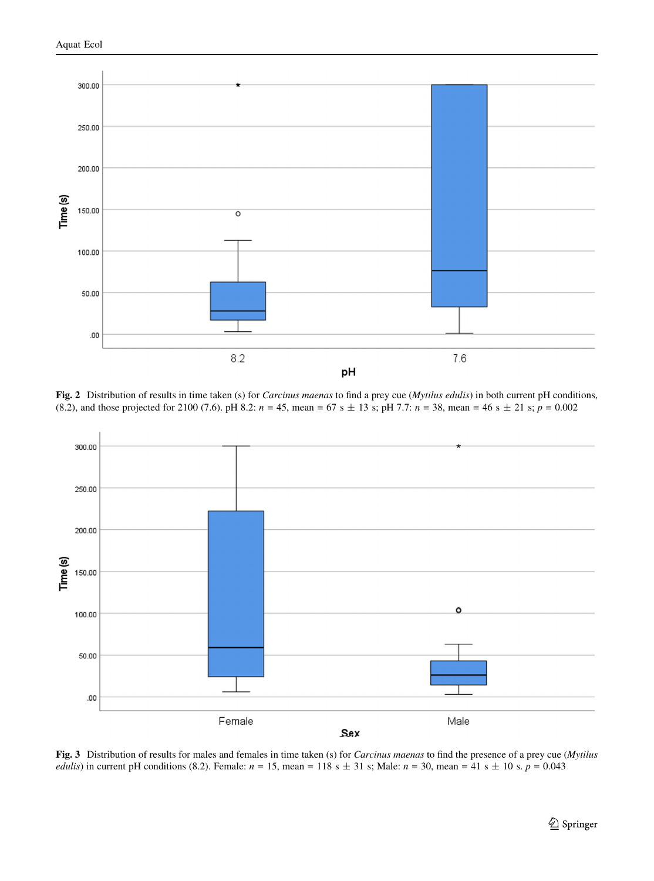**Fig. 2** Distribution of results in time taken (s) for *Carcinus maenas* to find a prey cue (*Mytilus edulis*) in both current pH conditions, (8.2), and those projected for 2100 (7.6). pH 8.2: $n$ = 45, mean = 67 s ± 13 s; pH 7.7: $n$ = 38, mean = 46 s ± 21 s; $p$ = 0.002

**Fig. 3** Distribution of results for males and females in time taken (s) for *Carcinus maenas* to find the presence of a prey cue (*Mytilus edulis*) in current pH conditions (8.2). Female: $n$ = 15, mean = 118 s ± 31 s; Male: $n$ = 30, mean = 41 s ± 10 s. $p$ = 0.043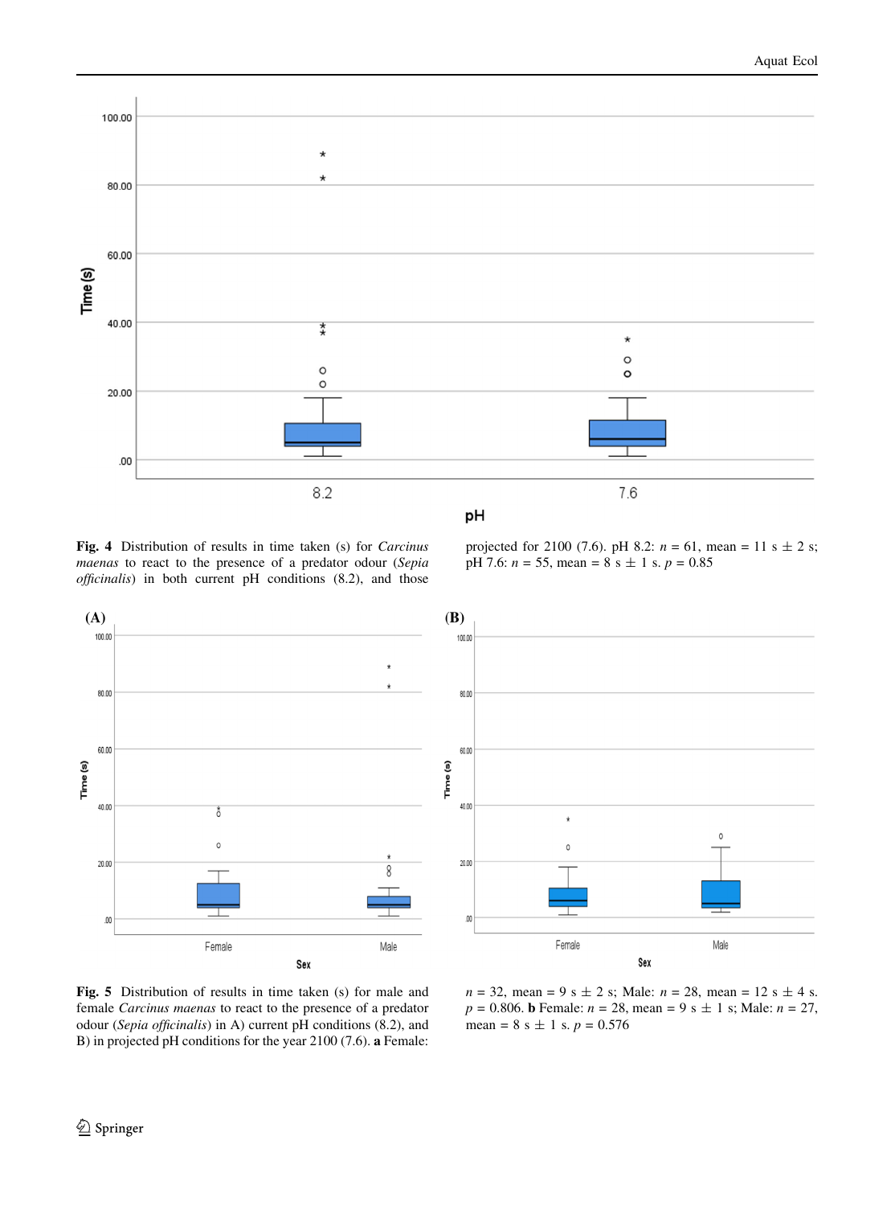**Fig. 4** Distribution of results in time taken (s) for *Carcinus maenas* to react to the presence of a predator odour (*Sepia officinalis*) in both current pH conditions (8.2), and those projected for 2100 (7.6). pH 8.2: $n = 61$, mean = 11 s ± 2 s; pH 7.6: $n = 55$, mean = 8 s ± 1 s. $p = 0.85$

**Fig. 5** Distribution of results in time taken (s) for male and female *Carcinus maenas* to react to the presence of a predator odour (*Sepia officinalis*) in A) current pH conditions (8.2), and B) in projected pH conditions for the year 2100 (7.6). **a** Female: $n = 32$, mean = 9 s ± 2 s; Male: $n = 28$, mean = 12 s ± 4 s. $p = 0.806$. **b** Female: $n = 28$, mean = 9 s ± 1 s; Male: $n = 27$, mean = 8 s ± 1 s. $p = 0.576$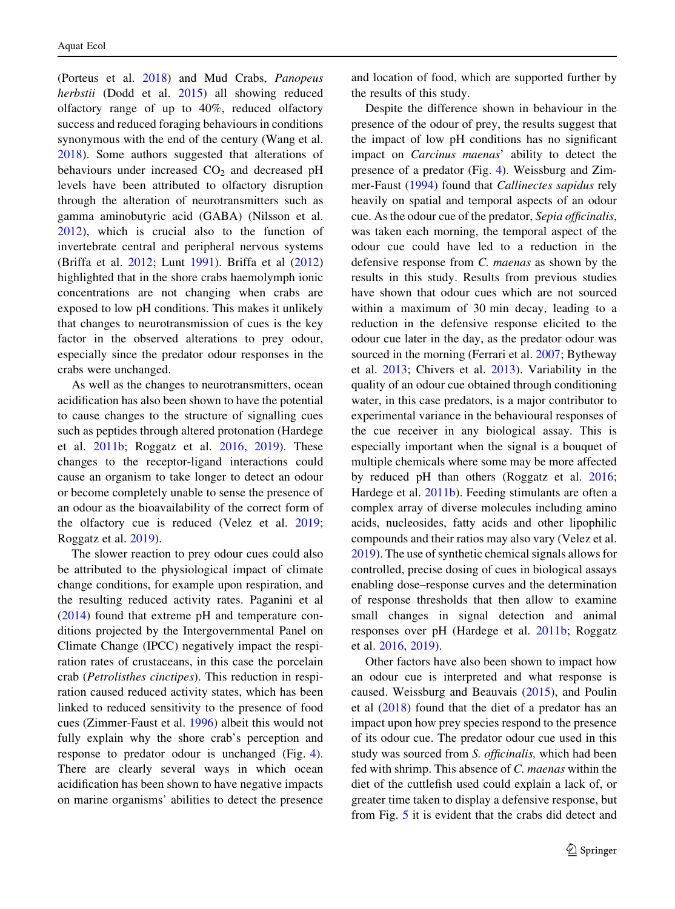(Porteus et al. 2018) and Mud Crabs, *Panopeus herbstii* (Dodd et al. 2015) all showing reduced olfactory range of up to 40%, reduced olfactory success and reduced foraging behaviours in conditions synonymous with the end of the century (Wang et al. 2018). Some authors suggested that alterations of behaviours under increased $CO_2$ and decreased pH levels have been attributed to olfactory disruption through the alteration of neurotransmitters such as gamma aminobutyric acid (GABA) (Nilsson et al. 2012), which is crucial also to the function of invertebrate central and peripheral nervous systems (Briffa et al. 2012; Lunt 1991). Briffa et al (2012) highlighted that in the shore crabs haemolymph ionic concentrations are not changing when crabs are exposed to low pH conditions. This makes it unlikely that changes to neurotransmission of cues is the key factor in the observed alterations to prey odour, especially since the predator odour responses in the crabs were unchanged.

As well as the changes to neurotransmitters, ocean acidification has also been shown to have the potential to cause changes to the structure of signalling cues such as peptides through altered protonation (Hardege et al. 2011b; Roggatz et al. 2016, 2019). These changes to the receptor-ligand interactions could cause an organism to take longer to detect an odour or become completely unable to sense the presence of an odour as the bioavailability of the correct form of the olfactory cue is reduced (Velez et al. 2019; Roggatz et al. 2019).

The slower reaction to prey odour cues could also be attributed to the physiological impact of climate change conditions, for example upon respiration, and the resulting reduced activity rates. Paganini et al (2014) found that extreme pH and temperature conditions projected by the Intergovernmental Panel on Climate Change (IPCC) negatively impact the respiration rates of crustaceans, in this case the porcelain crab (*Petrolisthes cinctipes*). This reduction in respiration caused reduced activity states, which has been linked to reduced sensitivity to the presence of food cues (Zimmer-Faust et al. 1996) albeit this would not fully explain why the shore crab's perception and response to predator odour is unchanged (Fig. 4). There are clearly several ways in which ocean acidification has been shown to have negative impacts on marine organisms' abilities to detect the presence and location of food, which are supported further by the results of this study.

Despite the difference shown in behaviour in the presence of the odour of prey, the results suggest that the impact of low pH conditions has no significant impact on *Carcinus maenas*' ability to detect the presence of a predator (Fig. 4). Weissburg and Zimmer-Faust (1994) found that *Callinectes sapidus* rely heavily on spatial and temporal aspects of an odour cue. As the odour cue of the predator, *Sepia officinalis*, was taken each morning, the temporal aspect of the odour cue could have led to a reduction in the defensive response from *C. maenas* as shown by the results in this study. Results from previous studies have shown that odour cues which are not sourced within a maximum of 30 min decay, leading to a reduction in the defensive response elicited to the odour cue later in the day, as the predator odour was sourced in the morning (Ferrari et al. 2007; Bytheway et al. 2013; Chivers et al. 2013). Variability in the quality of an odour cue obtained through conditioning water, in this case predators, is a major contributor to experimental variance in the behavioural responses of the cue receiver in any biological assay. This is especially important when the signal is a bouquet of multiple chemicals where some may be more affected by reduced pH than others (Roggatz et al. 2016; Hardege et al. 2011b). Feeding stimulants are often a complex array of diverse molecules including amino acids, nucleosides, fatty acids and other lipophilic compounds and their ratios may also vary (Velez et al. 2019). The use of synthetic chemical signals allows for controlled, precise dosing of cues in biological assays enabling dose–response curves and the determination of response thresholds that then allow to examine small changes in signal detection and animal responses over pH (Hardege et al. 2011b; Roggatz et al. 2016, 2019).

Other factors have also been shown to impact how an odour cue is interpreted and what response is caused. Weissburg and Beauvais (2015), and Poulin et al (2018) found that the diet of a predator has an impact upon how prey species respond to the presence of its odour cue. The predator odour cue used in this study was sourced from *S. officinalis,* which had been fed with shrimp. This absence of *C. maenas* within the diet of the cuttlefish used could explain a lack of, or greater time taken to display a defensive response, but from Fig. 5 it is evident that the crabs did detect and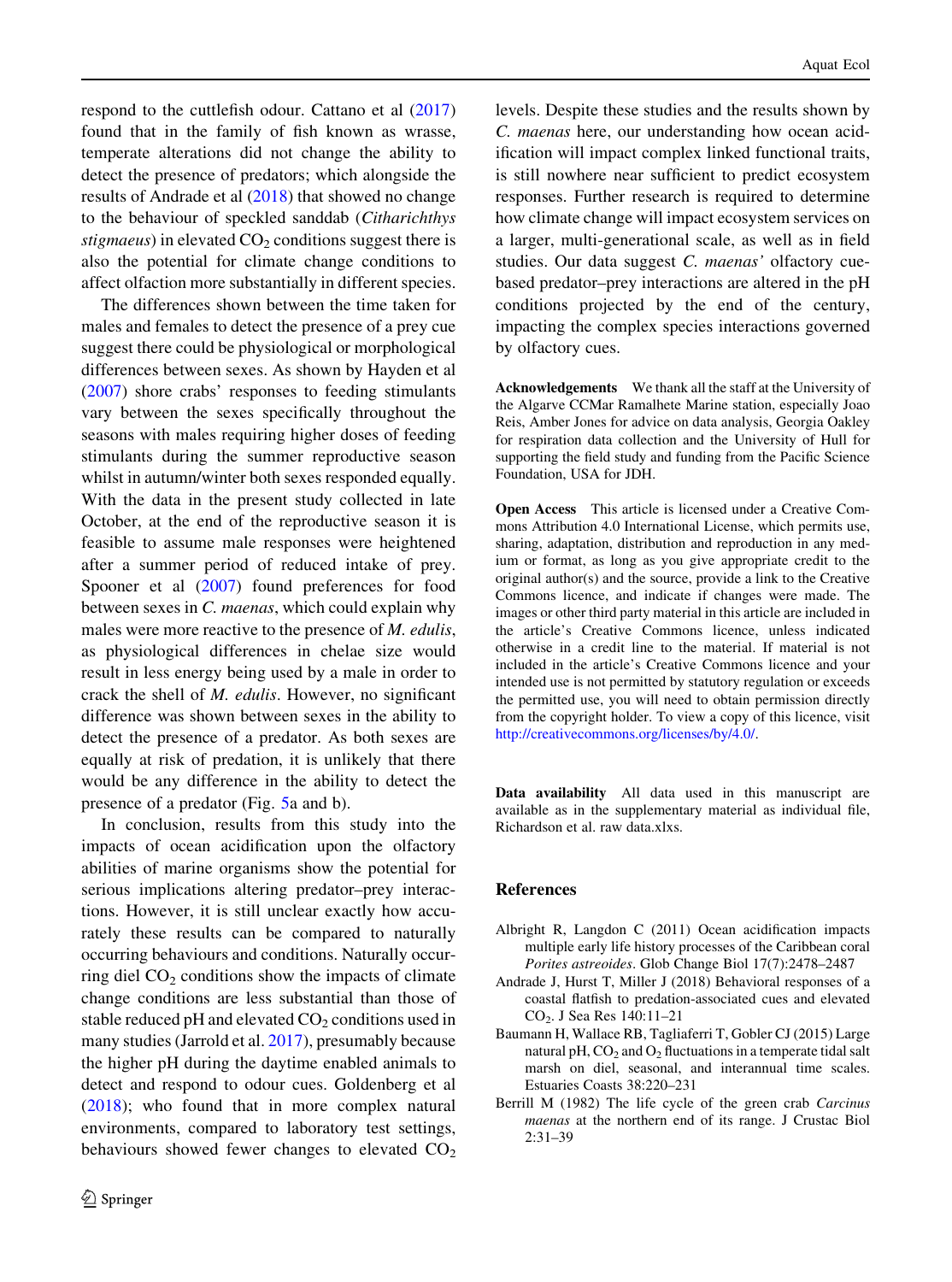respond to the cuttlefish odour. Cattano et al (2017) found that in the family of fish known as wrasse, temperate alterations did not change the ability to detect the presence of predators; which alongside the results of Andrade et al (2018) that showed no change to the behaviour of speckled sanddab (*Citharichthys stigmaeus*) in elevated $CO_2$ conditions suggest there is also the potential for climate change conditions to affect olfaction more substantially in different species.

The differences shown between the time taken for males and females to detect the presence of a prey cue suggest there could be physiological or morphological differences between sexes. As shown by Hayden et al (2007) shore crabs' responses to feeding stimulants vary between the sexes specifically throughout the seasons with males requiring higher doses of feeding stimulants during the summer reproductive season whilst in autumn/winter both sexes responded equally. With the data in the present study collected in late October, at the end of the reproductive season it is feasible to assume male responses were heightened after a summer period of reduced intake of prey. Spooner et al (2007) found preferences for food between sexes in *C. maenas*, which could explain why males were more reactive to the presence of *M. edulis*, as physiological differences in chelae size would result in less energy being used by a male in order to crack the shell of *M. edulis*. However, no significant difference was shown between sexes in the ability to detect the presence of a predator. As both sexes are equally at risk of predation, it is unlikely that there would be any difference in the ability to detect the presence of a predator (Fig. 5a and b).

In conclusion, results from this study into the impacts of ocean acidification upon the olfactory abilities of marine organisms show the potential for serious implications altering predator–prey interactions. However, it is still unclear exactly how accurately these results can be compared to naturally occurring behaviours and conditions. Naturally occurring diel $CO_2$ conditions show the impacts of climate change conditions are less substantial than those of stable reduced pH and elevated $CO_2$ conditions used in many studies (Jarrold et al. 2017), presumably because the higher pH during the daytime enabled animals to detect and respond to odour cues. Goldenberg et al (2018); who found that in more complex natural environments, compared to laboratory test settings, behaviours showed fewer changes to elevated $CO_2$ levels. Despite these studies and the results shown by *C. maenas* here, our understanding how ocean acidification will impact complex linked functional traits, is still nowhere near sufficient to predict ecosystem responses. Further research is required to determine how climate change will impact ecosystem services on a larger, multi-generational scale, as well as in field studies. Our data suggest *C. maenas'* olfactory cue-based predator–prey interactions are altered in the pH conditions projected by the end of the century, impacting the complex species interactions governed by olfactory cues.

**Acknowledgements** We thank all the staff at the University of the Algarve CCMar Ramalhete Marine station, especially Joao Reis, Amber Jones for advice on data analysis, Georgia Oakley for respiration data collection and the University of Hull for supporting the field study and funding from the Pacific Science Foundation, USA for JDH.

**Open Access** This article is licensed under a Creative Commons Attribution 4.0 International License, which permits use, sharing, adaptation, distribution and reproduction in any medium or format, as long as you give appropriate credit to the original author(s) and the source, provide a link to the Creative Commons licence, and indicate if changes were made. The images or other third party material in this article are included in the article's Creative Commons licence, unless indicated otherwise in a credit line to the material. If material is not included in the article's Creative Commons licence and your intended use is not permitted by statutory regulation or exceeds the permitted use, you will need to obtain permission directly from the copyright holder. To view a copy of this licence, visit http://creativecommons.org/licenses/by/4.0/.

**Data availability** All data used in this manuscript are available as in the supplementary material as individual file, Richardson et al. raw data.xlxs.

## References

Albright R, Langdon C (2011) Ocean acidification impacts multiple early life history processes of the Caribbean coral *Porites astreoides*. Glob Change Biol 17(7):2478–2487

Andrade J, Hurst T, Miller J (2018) Behavioral responses of a coastal flatfish to predation-associated cues and elevated $CO_2$. J Sea Res 140:11–21

Baumann H, Wallace RB, Tagliaferri T, Gobler CJ (2015) Large natural pH, $CO_2$ and $O_2$ fluctuations in a temperate tidal salt marsh on diel, seasonal, and interannual time scales. Estuaries Coasts 38:220–231

Berrill M (1982) The life cycle of the green crab *Carcinus maenas* at the northern end of its range. J Crustac Biol 2:31–39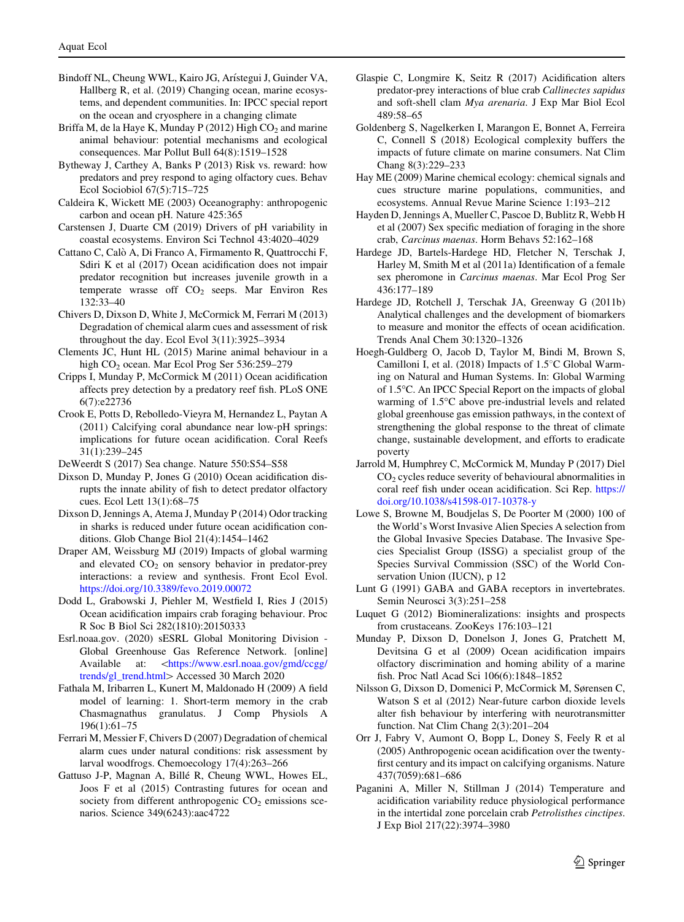Bindoff NL, Cheung WWL, Kairo JG, Arístegui J, Guinder VA, Hallberg R, et al. (2019) Changing ocean, marine ecosystems, and dependent communities. In: IPCC special report on the ocean and cryosphere in a changing climate

Briffa M, de la Haye K, Munday P (2012) High $CO_2$ and marine animal behaviour: potential mechanisms and ecological consequences. Mar Pollut Bull 64(8):1519–1528

Bytheway J, Carthey A, Banks P (2013) Risk vs. reward: how predators and prey respond to aging olfactory cues. Behav Ecol Sociobiol 67(5):715–725

Caldeira K, Wickett ME (2003) Oceanography: anthropogenic carbon and ocean pH. Nature 425:365

Carstensen J, Duarte CM (2019) Drivers of pH variability in coastal ecosystems. Environ Sci Technol 43:4020–4029

Cattano C, Calò A, Di Franco A, Firmamento R, Quattrocchi F, Sdiri K et al (2017) Ocean acidification does not impair predator recognition but increases juvenile growth in a temperate wrasse off $CO_2$ seeps. Mar Environ Res 132:33–40

Chivers D, Dixson D, White J, McCormick M, Ferrari M (2013) Degradation of chemical alarm cues and assessment of risk throughout the day. Ecol Evol 3(11):3925–3934

Clements JC, Hunt HL (2015) Marine animal behaviour in a high $CO_2$ ocean. Mar Ecol Prog Ser 536:259–279

Cripps I, Munday P, McCormick M (2011) Ocean acidification affects prey detection by a predatory reef fish. PLoS ONE 6(7):e22736

Crook E, Potts D, Rebolledo-Vieyra M, Hernandez L, Paytan A (2011) Calcifying coral abundance near low-pH springs: implications for future ocean acidification. Coral Reefs 31(1):239–245

DeWeerdt S (2017) Sea change. Nature 550:S54–S58

Dixson D, Munday P, Jones G (2010) Ocean acidification disrupts the innate ability of fish to detect predator olfactory cues. Ecol Lett 13(1):68–75

Dixson D, Jennings A, Atema J, Munday P (2014) Odor tracking in sharks is reduced under future ocean acidification conditions. Glob Change Biol 21(4):1454–1462

Draper AM, Weissburg MJ (2019) Impacts of global warming and elevated $CO_2$ on sensory behavior in predator-prey interactions: a review and synthesis. Front Ecol Evol. https://doi.org/10.3389/fevo.2019.00072

Dodd L, Grabowski J, Piehler M, Westfield I, Ries J (2015) Ocean acidification impairs crab foraging behaviour. Proc R Soc B Biol Sci 282(1810):20150333

Esrl.noaa.gov. (2020) sESRL Global Monitoring Division - Global Greenhouse Gas Reference Network. [online] Available at: <https://www.esrl.noaa.gov/gmd/ccgg/trends/gl_trend.html> Accessed 30 March 2020

Fathala M, Iribarren L, Kunert M, Maldonado H (2009) A field model of learning: 1. Short-term memory in the crab Chasmagnathus granulatus. J Comp Physiols A 196(1):61–75

Ferrari M, Messier F, Chivers D (2007) Degradation of chemical alarm cues under natural conditions: risk assessment by larval woodfrogs. Chemoecology 17(4):263–266

Gattuso J-P, Magnan A, Billé R, Cheung WWL, Howes EL, Joos F et al (2015) Contrasting futures for ocean and society from different anthropogenic $CO_2$ emissions scenarios. Science 349(6243):aac4722

Glaspie C, Longmire K, Seitz R (2017) Acidification alters predator-prey interactions of blue crab *Callinectes sapidus* and soft-shell clam *Mya arenaria*. J Exp Mar Biol Ecol 489:58–65

Goldenberg S, Nagelkerken I, Marangon E, Bonnet A, Ferreira C, Connell S (2018) Ecological complexity buffers the impacts of future climate on marine consumers. Nat Clim Chang 8(3):229–233

Hay ME (2009) Marine chemical ecology: chemical signals and cues structure marine populations, communities, and ecosystems. Annual Revue Marine Science 1:193–212

Hayden D, Jennings A, Mueller C, Pascoe D, Bublitz R, Webb H et al (2007) Sex specific mediation of foraging in the shore crab, *Carcinus maenas*. Horm Behavs 52:162–168

Hardege JD, Bartels-Hardege HD, Fletcher N, Terschak J, Harley M, Smith M et al (2011a) Identification of a female sex pheromone in *Carcinus maenas*. Mar Ecol Prog Ser 436:177–189

Hardege JD, Rotchell J, Terschak JA, Greenway G (2011b) Analytical challenges and the development of biomarkers to measure and monitor the effects of ocean acidification. Trends Anal Chem 30:1320–1326

Hoegh-Guldberg O, Jacob D, Taylor M, Bindi M, Brown S, Camilloni I, et al. (2018) Impacts of 1.5°C Global Warming on Natural and Human Systems. In: Global Warming of 1.5°C. An IPCC Special Report on the impacts of global warming of 1.5°C above pre-industrial levels and related global greenhouse gas emission pathways, in the context of strengthening the global response to the threat of climate change, sustainable development, and efforts to eradicate poverty

Jarrold M, Humphrey C, McCormick M, Munday P (2017) Diel $CO_2$ cycles reduce severity of behavioural abnormalities in coral reef fish under ocean acidification. Sci Rep. https://doi.org/10.1038/s41598-017-10378-y

Lowe S, Browne M, Boudjelas S, De Poorter M (2000) 100 of the World's Worst Invasive Alien Species A selection from the Global Invasive Species Database. The Invasive Species Specialist Group (ISSG) a specialist group of the Species Survival Commission (SSC) of the World Conservation Union (IUCN), p 12

Lunt G (1991) GABA and GABA receptors in invertebrates. Semin Neurosci 3(3):251–258

Luquet G (2012) Biomineralizations: insights and prospects from crustaceans. ZooKeys 176:103–121

Munday P, Dixson D, Donelson J, Jones G, Pratchett M, Devitsina G et al (2009) Ocean acidification impairs olfactory discrimination and homing ability of a marine fish. Proc Natl Acad Sci 106(6):1848–1852

Nilsson G, Dixson D, Domenici P, McCormick M, Sørensen C, Watson S et al (2012) Near-future carbon dioxide levels alter fish behaviour by interfering with neurotransmitter function. Nat Clim Chang 2(3):201–204

Orr J, Fabry V, Aumont O, Bopp L, Doney S, Feely R et al (2005) Anthropogenic ocean acidification over the twenty-first century and its impact on calcifying organisms. Nature 437(7059):681–686

Paganini A, Miller N, Stillman J (2014) Temperature and acidification variability reduce physiological performance in the intertidal zone porcelain crab *Petrolisthes cinctipes*. J Exp Biol 217(22):3974–3980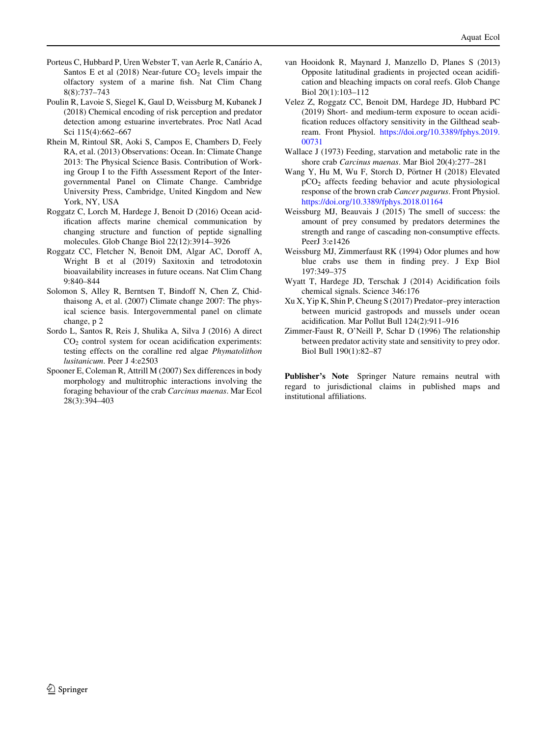Porteus C, Hubbard P, Uren Webster T, van Aerle R, Canário A, Santos E et al (2018) Near-future $CO_2$ levels impair the olfactory system of a marine fish. Nat Clim Chang 8(8):737–743

Poulin R, Lavoie S, Siegel K, Gaul D, Weissburg M, Kubanek J (2018) Chemical encoding of risk perception and predator detection among estuarine invertebrates. Proc Natl Acad Sci 115(4):662–667

Rhein M, Rintoul SR, Aoki S, Campos E, Chambers D, Feely RA, et al. (2013) Observations: Ocean. In: Climate Change 2013: The Physical Science Basis. Contribution of Working Group I to the Fifth Assessment Report of the Intergovernmental Panel on Climate Change. Cambridge University Press, Cambridge, United Kingdom and New York, NY, USA

Roggatz C, Lorch M, Hardege J, Benoit D (2016) Ocean acidification affects marine chemical communication by changing structure and function of peptide signalling molecules. Glob Change Biol 22(12):3914–3926

Roggatz CC, Fletcher N, Benoit DM, Algar AC, Doroff A, Wright B et al (2019) Saxitoxin and tetrodotoxin bioavailability increases in future oceans. Nat Clim Chang 9:840–844

Solomon S, Alley R, Berntsen T, Bindoff N, Chen Z, Chidthaisong A, et al. (2007) Climate change 2007: The physical science basis. Intergovernmental panel on climate change, p 2

Sordo L, Santos R, Reis J, Shulika A, Silva J (2016) A direct $CO_2$ control system for ocean acidification experiments: testing effects on the coralline red algae *Phymatolithon lusitanicum*. Peer J 4:e2503

Spooner E, Coleman R, Attrill M (2007) Sex differences in body morphology and multitrophic interactions involving the foraging behaviour of the crab *Carcinus maenas*. Mar Ecol 28(3):394–403

van Hooidonk R, Maynard J, Manzello D, Planes S (2013) Opposite latitudinal gradients in projected ocean acidification and bleaching impacts on coral reefs. Glob Change Biol 20(1):103–112

Velez Z, Roggatz CC, Benoit DM, Hardege JD, Hubbard PC (2019) Short- and medium-term exposure to ocean acidification reduces olfactory sensitivity in the Gilthead seabream. Front Physiol. https://doi.org/10.3389/fphys.2019.00731

Wallace J (1973) Feeding, starvation and metabolic rate in the shore crab *Carcinus maenas*. Mar Biol 20(4):277–281

Wang Y, Hu M, Wu F, Storch D, Pörtner H (2018) Elevated $pCO_2$ affects feeding behavior and acute physiological response of the brown crab *Cancer pagurus*. Front Physiol. https://doi.org/10.3389/fphys.2018.01164

Weissburg MJ, Beauvais J (2015) The smell of success: the amount of prey consumed by predators determines the strength and range of cascading non-consumptive effects. PeerJ 3:e1426

Weissburg MJ, Zimmerfaust RK (1994) Odor plumes and how blue crabs use them in finding prey. J Exp Biol 197:349–375

Wyatt T, Hardege JD, Terschak J (2014) Acidification foils chemical signals. Science 346:176

Xu X, Yip K, Shin P, Cheung S (2017) Predator–prey interaction between muricid gastropods and mussels under ocean acidification. Mar Pollut Bull 124(2):911–916

Zimmer-Faust R, O'Neill P, Schar D (1996) The relationship between predator activity state and sensitivity to prey odor. Biol Bull 190(1):82–87

**Publisher's Note** Springer Nature remains neutral with regard to jurisdictional claims in published maps and institutional affiliations.